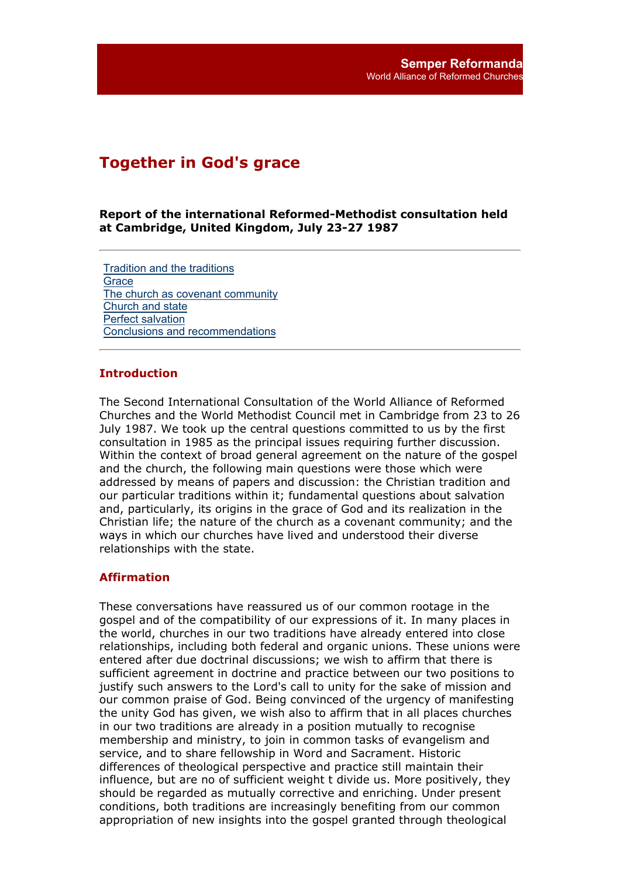Semper Reformanda
World Alliance of Reformed Churches

# Together in God's grace

**Report of the international Reformed-Methodist consultation held at Cambridge, United Kingdom, July 23-27 1987**

---

- Tradition and the traditions
- Grace
- The church as covenant community
- Church and state
- Perfect salvation
- Conclusions and recommendations

---

## Introduction

The Second International Consultation of the World Alliance of Reformed Churches and the World Methodist Council met in Cambridge from 23 to 26 July 1987. We took up the central questions committed to us by the first consultation in 1985 as the principal issues requiring further discussion. Within the context of broad general agreement on the nature of the gospel and the church, the following main questions were those which were addressed by means of papers and discussion: the Christian tradition and our particular traditions within it; fundamental questions about salvation and, particularly, its origins in the grace of God and its realization in the Christian life; the nature of the church as a covenant community; and the ways in which our churches have lived and understood their diverse relationships with the state.

## Affirmation

These conversations have reassured us of our common rootage in the gospel and of the compatibility of our expressions of it. In many places in the world, churches in our two traditions have already entered into close relationships, including both federal and organic unions. These unions were entered after due doctrinal discussions; we wish to affirm that there is sufficient agreement in doctrine and practice between our two positions to justify such answers to the Lord's call to unity for the sake of mission and our common praise of God. Being convinced of the urgency of manifesting the unity God has given, we wish also to affirm that in all places churches in our two traditions are already in a position mutually to recognise membership and ministry, to join in common tasks of evangelism and service, and to share fellowship in Word and Sacrament. Historic differences of theological perspective and practice still maintain their influence, but are no of sufficient weight t divide us. More positively, they should be regarded as mutually corrective and enriching. Under present conditions, both traditions are increasingly benefiting from our common appropriation of new insights into the gospel granted through theological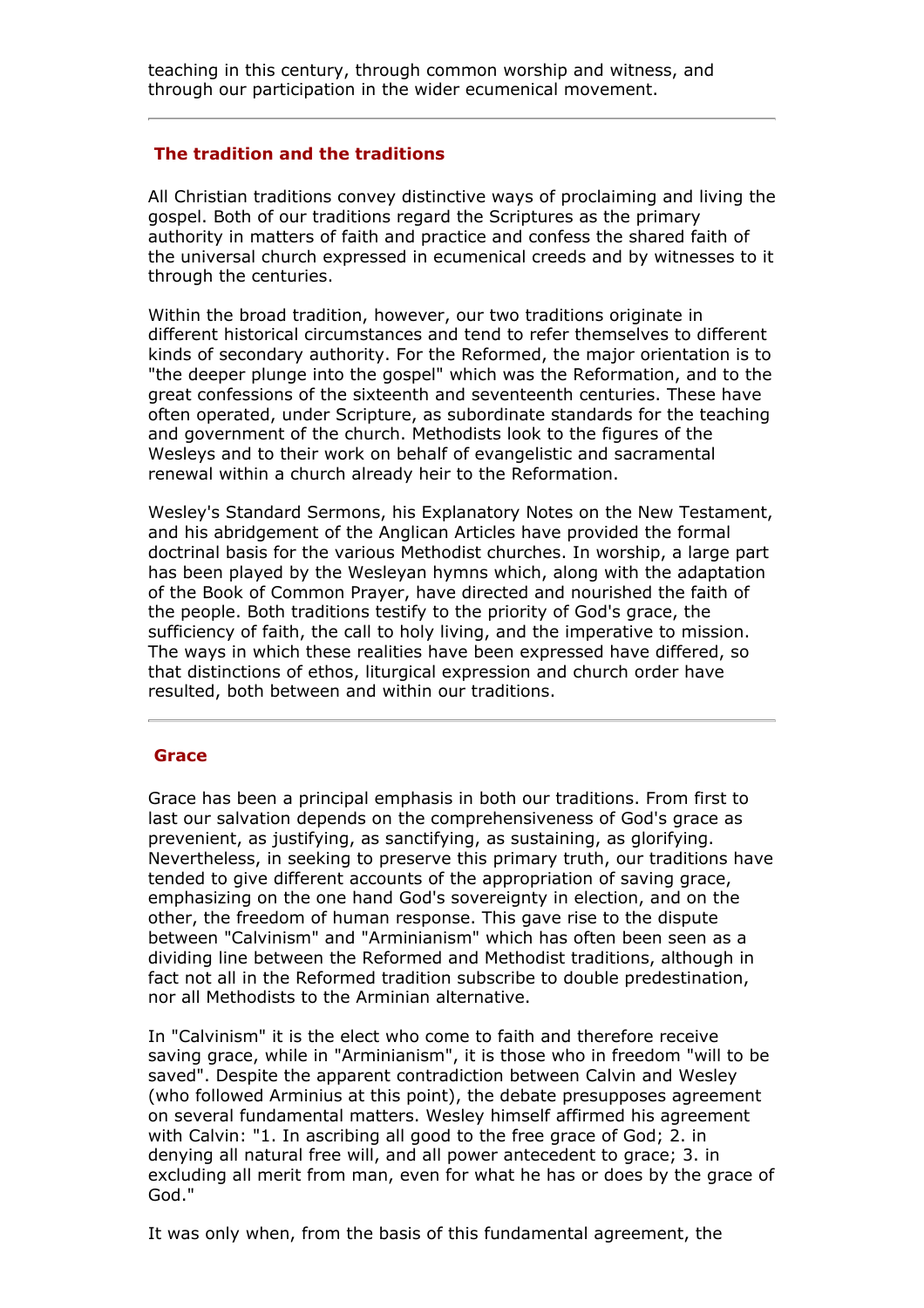teaching in this century, through common worship and witness, and through our participation in the wider ecumenical movement.

---

## The tradition and the traditions

All Christian traditions convey distinctive ways of proclaiming and living the gospel. Both of our traditions regard the Scriptures as the primary authority in matters of faith and practice and confess the shared faith of the universal church expressed in ecumenical creeds and by witnesses to it through the centuries.

Within the broad tradition, however, our two traditions originate in different historical circumstances and tend to refer themselves to different kinds of secondary authority. For the Reformed, the major orientation is to "the deeper plunge into the gospel" which was the Reformation, and to the great confessions of the sixteenth and seventeenth centuries. These have often operated, under Scripture, as subordinate standards for the teaching and government of the church. Methodists look to the figures of the Wesleys and to their work on behalf of evangelistic and sacramental renewal within a church already heir to the Reformation.

Wesley's Standard Sermons, his Explanatory Notes on the New Testament, and his abridgement of the Anglican Articles have provided the formal doctrinal basis for the various Methodist churches. In worship, a large part has been played by the Wesleyan hymns which, along with the adaptation of the Book of Common Prayer, have directed and nourished the faith of the people. Both traditions testify to the priority of God's grace, the sufficiency of faith, the call to holy living, and the imperative to mission. The ways in which these realities have been expressed have differed, so that distinctions of ethos, liturgical expression and church order have resulted, both between and within our traditions.

---

## Grace

Grace has been a principal emphasis in both our traditions. From first to last our salvation depends on the comprehensiveness of God's grace as prevenient, as justifying, as sanctifying, as sustaining, as glorifying. Nevertheless, in seeking to preserve this primary truth, our traditions have tended to give different accounts of the appropriation of saving grace, emphasizing on the one hand God's sovereignty in election, and on the other, the freedom of human response. This gave rise to the dispute between "Calvinism" and "Arminianism" which has often been seen as a dividing line between the Reformed and Methodist traditions, although in fact not all in the Reformed tradition subscribe to double predestination, nor all Methodists to the Arminian alternative.

In "Calvinism" it is the elect who come to faith and therefore receive saving grace, while in "Arminianism", it is those who in freedom "will to be saved". Despite the apparent contradiction between Calvin and Wesley (who followed Arminius at this point), the debate presupposes agreement on several fundamental matters. Wesley himself affirmed his agreement with Calvin: "1. In ascribing all good to the free grace of God; 2. in denying all natural free will, and all power antecedent to grace; 3. in excluding all merit from man, even for what he has or does by the grace of God."

It was only when, from the basis of this fundamental agreement, the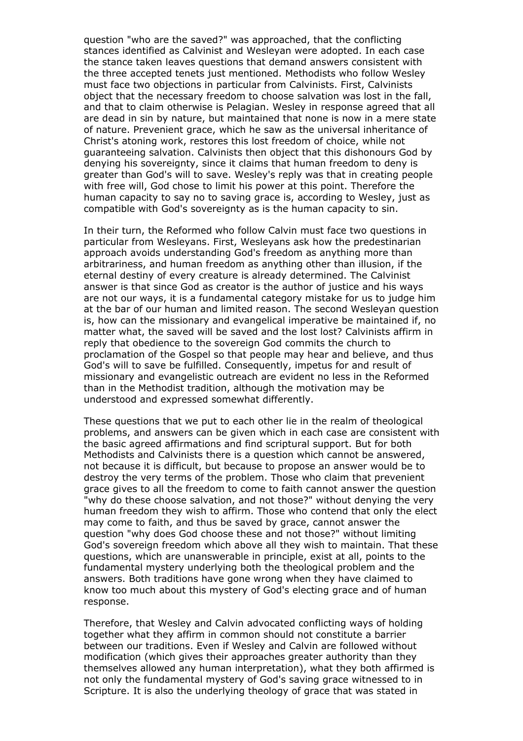question "who are the saved?" was approached, that the conflicting stances identified as Calvinist and Wesleyan were adopted. In each case the stance taken leaves questions that demand answers consistent with the three accepted tenets just mentioned. Methodists who follow Wesley must face two objections in particular from Calvinists. First, Calvinists object that the necessary freedom to choose salvation was lost in the fall, and that to claim otherwise is Pelagian. Wesley in response agreed that all are dead in sin by nature, but maintained that none is now in a mere state of nature. Prevenient grace, which he saw as the universal inheritance of Christ's atoning work, restores this lost freedom of choice, while not guaranteeing salvation. Calvinists then object that this dishonours God by denying his sovereignty, since it claims that human freedom to deny is greater than God's will to save. Wesley's reply was that in creating people with free will, God chose to limit his power at this point. Therefore the human capacity to say no to saving grace is, according to Wesley, just as compatible with God's sovereignty as is the human capacity to sin.

In their turn, the Reformed who follow Calvin must face two questions in particular from Wesleyans. First, Wesleyans ask how the predestinarian approach avoids understanding God's freedom as anything more than arbitrariness, and human freedom as anything other than illusion, if the eternal destiny of every creature is already determined. The Calvinist answer is that since God as creator is the author of justice and his ways are not our ways, it is a fundamental category mistake for us to judge him at the bar of our human and limited reason. The second Wesleyan question is, how can the missionary and evangelical imperative be maintained if, no matter what, the saved will be saved and the lost lost? Calvinists affirm in reply that obedience to the sovereign God commits the church to proclamation of the Gospel so that people may hear and believe, and thus God's will to save be fulfilled. Consequently, impetus for and result of missionary and evangelistic outreach are evident no less in the Reformed than in the Methodist tradition, although the motivation may be understood and expressed somewhat differently.

These questions that we put to each other lie in the realm of theological problems, and answers can be given which in each case are consistent with the basic agreed affirmations and find scriptural support. But for both Methodists and Calvinists there is a question which cannot be answered, not because it is difficult, but because to propose an answer would be to destroy the very terms of the problem. Those who claim that prevenient grace gives to all the freedom to come to faith cannot answer the question "why do these choose salvation, and not those?" without denying the very human freedom they wish to affirm. Those who contend that only the elect may come to faith, and thus be saved by grace, cannot answer the question "why does God choose these and not those?" without limiting God's sovereign freedom which above all they wish to maintain. That these questions, which are unanswerable in principle, exist at all, points to the fundamental mystery underlying both the theological problem and the answers. Both traditions have gone wrong when they have claimed to know too much about this mystery of God's electing grace and of human response.

Therefore, that Wesley and Calvin advocated conflicting ways of holding together what they affirm in common should not constitute a barrier between our traditions. Even if Wesley and Calvin are followed without modification (which gives their approaches greater authority than they themselves allowed any human interpretation), what they both affirmed is not only the fundamental mystery of God's saving grace witnessed to in Scripture. It is also the underlying theology of grace that was stated in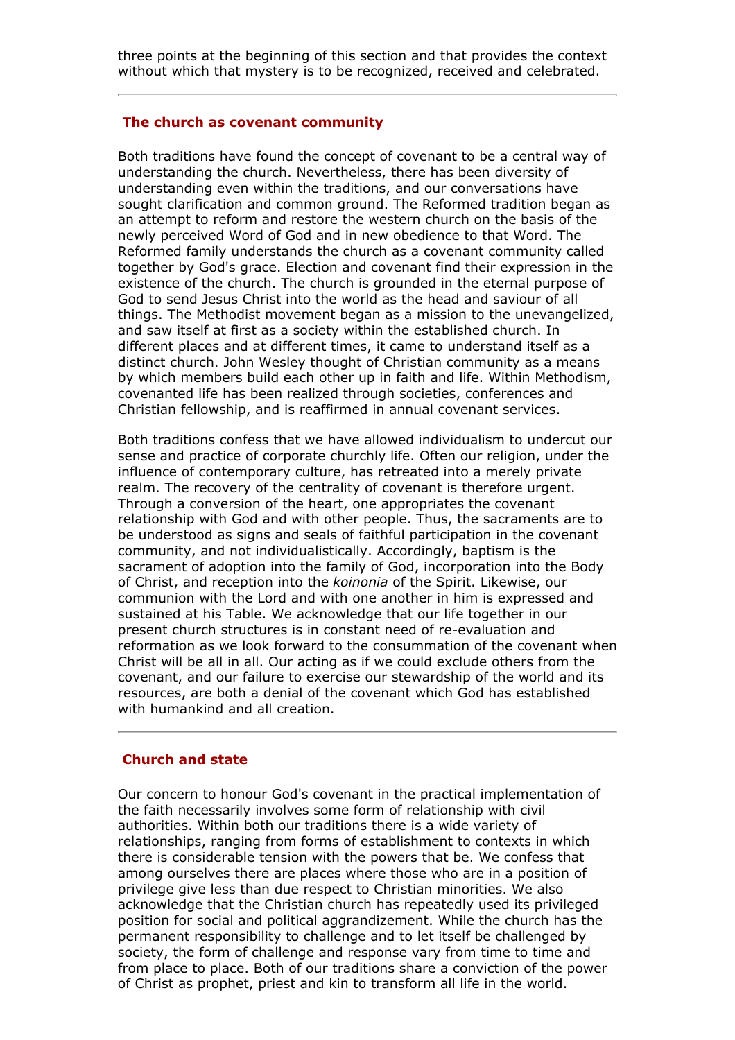three points at the beginning of this section and that provides the context without which that mystery is to be recognized, received and celebrated.

---

## The church as covenant community

Both traditions have found the concept of covenant to be a central way of understanding the church. Nevertheless, there has been diversity of understanding even within the traditions, and our conversations have sought clarification and common ground. The Reformed tradition began as an attempt to reform and restore the western church on the basis of the newly perceived Word of God and in new obedience to that Word. The Reformed family understands the church as a covenant community called together by God's grace. Election and covenant find their expression in the existence of the church. The church is grounded in the eternal purpose of God to send Jesus Christ into the world as the head and saviour of all things. The Methodist movement began as a mission to the unevangelized, and saw itself at first as a society within the established church. In different places and at different times, it came to understand itself as a distinct church. John Wesley thought of Christian community as a means by which members build each other up in faith and life. Within Methodism, covenanted life has been realized through societies, conferences and Christian fellowship, and is reaffirmed in annual covenant services.

Both traditions confess that we have allowed individualism to undercut our sense and practice of corporate churchly life. Often our religion, under the influence of contemporary culture, has retreated into a merely private realm. The recovery of the centrality of covenant is therefore urgent. Through a conversion of the heart, one appropriates the covenant relationship with God and with other people. Thus, the sacraments are to be understood as signs and seals of faithful participation in the covenant community, and not individualistically. Accordingly, baptism is the sacrament of adoption into the family of God, incorporation into the Body of Christ, and reception into the *koinonia* of the Spirit. Likewise, our communion with the Lord and with one another in him is expressed and sustained at his Table. We acknowledge that our life together in our present church structures is in constant need of re-evaluation and reformation as we look forward to the consummation of the covenant when Christ will be all in all. Our acting as if we could exclude others from the covenant, and our failure to exercise our stewardship of the world and its resources, are both a denial of the covenant which God has established with humankind and all creation.

---

## Church and state

Our concern to honour God's covenant in the practical implementation of the faith necessarily involves some form of relationship with civil authorities. Within both our traditions there is a wide variety of relationships, ranging from forms of establishment to contexts in which there is considerable tension with the powers that be. We confess that among ourselves there are places where those who are in a position of privilege give less than due respect to Christian minorities. We also acknowledge that the Christian church has repeatedly used its privileged position for social and political aggrandizement. While the church has the permanent responsibility to challenge and to let itself be challenged by society, the form of challenge and response vary from time to time and from place to place. Both of our traditions share a conviction of the power of Christ as prophet, priest and kin to transform all life in the world.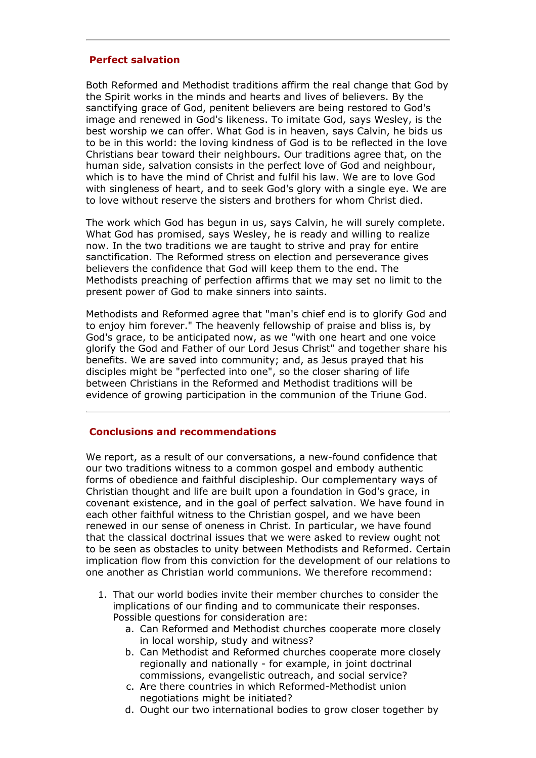## Perfect salvation

Both Reformed and Methodist traditions affirm the real change that God by the Spirit works in the minds and hearts and lives of believers. By the sanctifying grace of God, penitent believers are being restored to God's image and renewed in God's likeness. To imitate God, says Wesley, is the best worship we can offer. What God is in heaven, says Calvin, he bids us to be in this world: the loving kindness of God is to be reflected in the love Christians bear toward their neighbours. Our traditions agree that, on the human side, salvation consists in the perfect love of God and neighbour, which is to have the mind of Christ and fulfil his law. We are to love God with singleness of heart, and to seek God's glory with a single eye. We are to love without reserve the sisters and brothers for whom Christ died.

The work which God has begun in us, says Calvin, he will surely complete. What God has promised, says Wesley, he is ready and willing to realize now. In the two traditions we are taught to strive and pray for entire sanctification. The Reformed stress on election and perseverance gives believers the confidence that God will keep them to the end. The Methodists preaching of perfection affirms that we may set no limit to the present power of God to make sinners into saints.

Methodists and Reformed agree that "man's chief end is to glorify God and to enjoy him forever." The heavenly fellowship of praise and bliss is, by God's grace, to be anticipated now, as we "with one heart and one voice glorify the God and Father of our Lord Jesus Christ" and together share his benefits. We are saved into community; and, as Jesus prayed that his disciples might be "perfected into one", so the closer sharing of life between Christians in the Reformed and Methodist traditions will be evidence of growing participation in the communion of the Triune God.

---

## Conclusions and recommendations

We report, as a result of our conversations, a new-found confidence that our two traditions witness to a common gospel and embody authentic forms of obedience and faithful discipleship. Our complementary ways of Christian thought and life are built upon a foundation in God's grace, in covenant existence, and in the goal of perfect salvation. We have found in each other faithful witness to the Christian gospel, and we have been renewed in our sense of oneness in Christ. In particular, we have found that the classical doctrinal issues that we were asked to review ought not to be seen as obstacles to unity between Methodists and Reformed. Certain implication flow from this conviction for the development of our relations to one another as Christian world communions. We therefore recommend:

1. That our world bodies invite their member churches to consider the implications of our finding and to communicate their responses. Possible questions for consideration are:
   a. Can Reformed and Methodist churches cooperate more closely in local worship, study and witness?
   b. Can Methodist and Reformed churches cooperate more closely regionally and nationally - for example, in joint doctrinal commissions, evangelistic outreach, and social service?
   c. Are there countries in which Reformed-Methodist union negotiations might be initiated?
   d. Ought our two international bodies to grow closer together by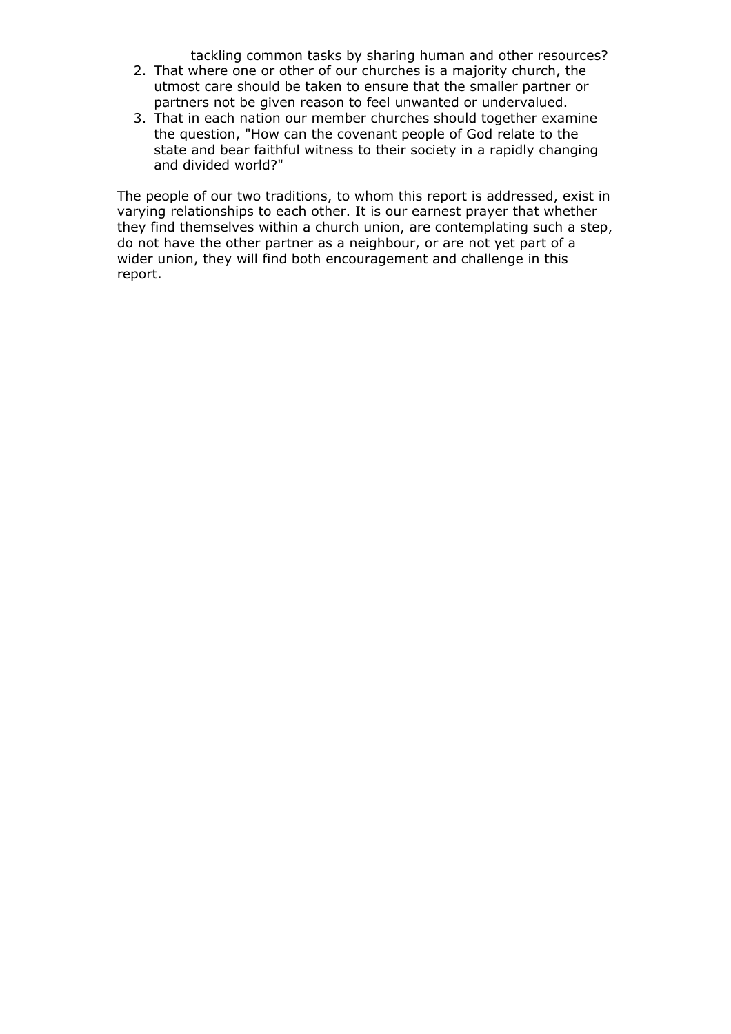tackling common tasks by sharing human and other resources?

2. That where one or other of our churches is a majority church, the utmost care should be taken to ensure that the smaller partner or partners not be given reason to feel unwanted or undervalued.
3. That in each nation our member churches should together examine the question, "How can the covenant people of God relate to the state and bear faithful witness to their society in a rapidly changing and divided world?"

The people of our two traditions, to whom this report is addressed, exist in varying relationships to each other. It is our earnest prayer that whether they find themselves within a church union, are contemplating such a step, do not have the other partner as a neighbour, or are not yet part of a wider union, they will find both encouragement and challenge in this report.